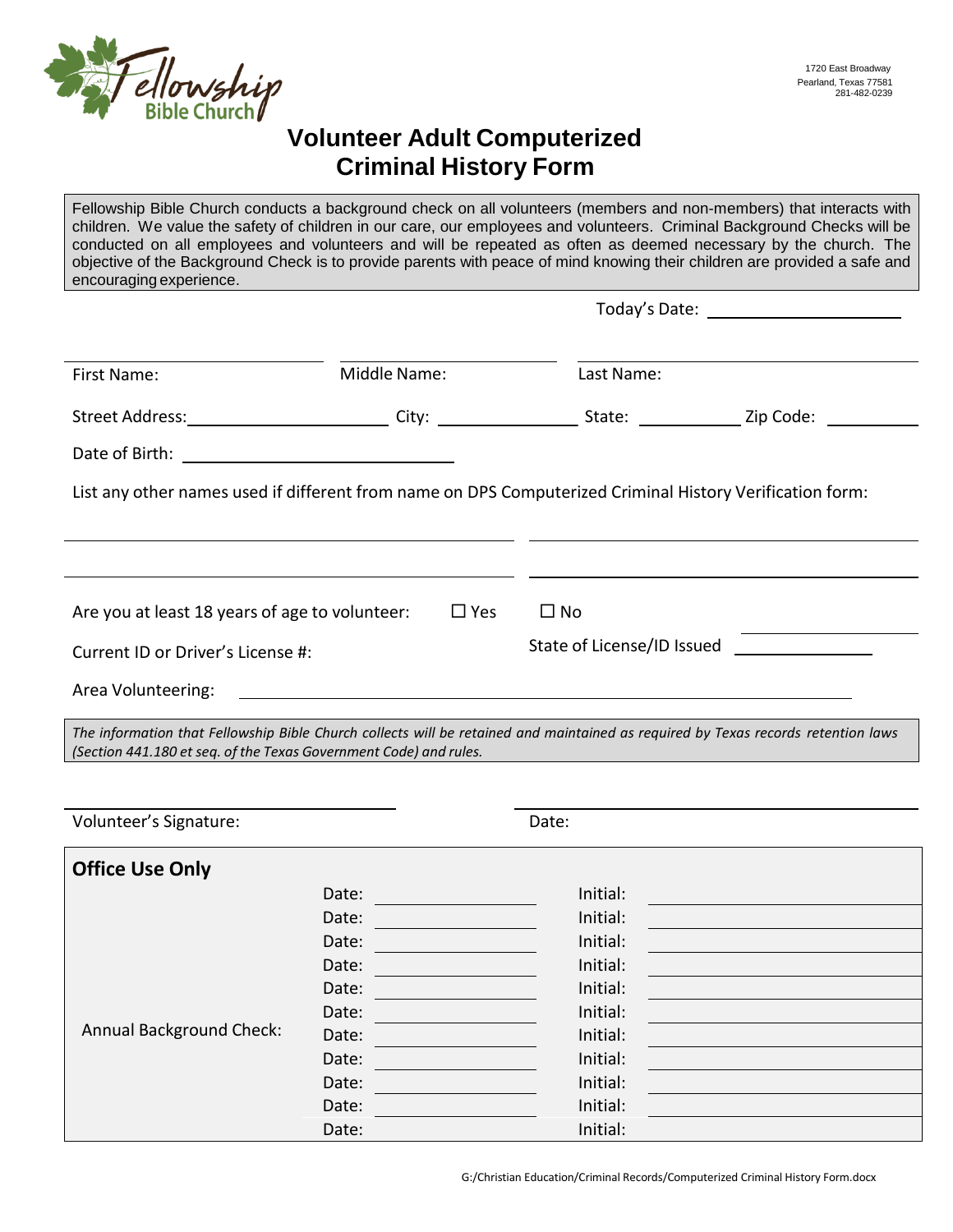Fellowship Bible Church

1720 East Broadway
Pearland, Texas 77581
281-482-0239

# Volunteer Adult Computerized Criminal History Form

Fellowship Bible Church conducts a background check on all volunteers (members and non-members) that interacts with children. We value the safety of children in our care, our employees and volunteers. Criminal Background Checks will be conducted on all employees and volunteers and will be repeated as often as deemed necessary by the church. The objective of the Background Check is to provide parents with peace of mind knowing their children are provided a safe and encouraging experience.

Today's Date: ____________________

First Name: ____________________ Middle Name: ____________________ Last Name: ____________________

Street Address: ____________________ City: ______________ State: __________ Zip Code: __________

Date of Birth: ________________________

List any other names used if different from name on DPS Computerized Criminal History Verification form:

____________________________________ ____________________________________

____________________________________ ____________________________________

Are you at least 18 years of age to volunteer: ☐ Yes ☐ No

Current ID or Driver's License #: ____________________ State of License/ID Issued ______________

Area Volunteering: ________________________________________________

*The information that Fellowship Bible Church collects will be retained and maintained as required by Texas records retention laws (Section 441.180 et seq. of the Texas Government Code) and rules.*

Volunteer's Signature: ____________________ Date: ____________________

## Office Use Only

| | | |
|---|---|---|
| Annual Background Check: | Date: | Initial: |
| | Date: | Initial: |
| | Date: | Initial: |
| | Date: | Initial: |
| | Date: | Initial: |
| | Date: | Initial: |
| | Date: | Initial: |
| | Date: | Initial: |
| | Date: | Initial: |
| | Date: | Initial: |
| | Date: | Initial: |

G:/Christian Education/Criminal Records/Computerized Criminal History Form.docx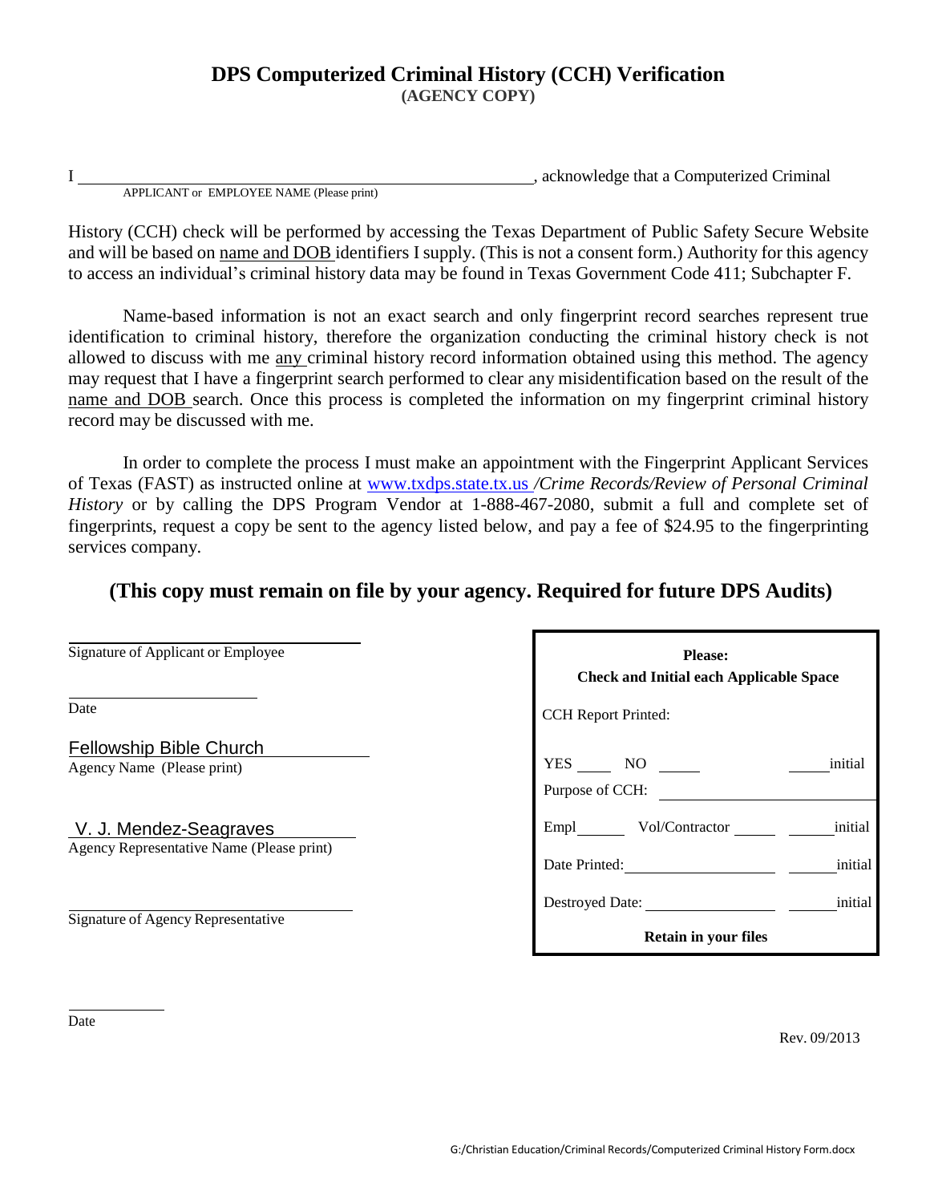# DPS Computerized Criminal History (CCH) Verification

**(AGENCY COPY)**

I \_\_\_\_\_\_\_\_\_\_\_\_\_\_\_\_\_\_\_\_\_\_\_\_\_\_\_\_\_\_\_\_\_\_\_\_\_\_\_\_\_\_, acknowledge that a Computerized Criminal
APPLICANT or EMPLOYEE NAME (Please print)

History (CCH) check will be performed by accessing the Texas Department of Public Safety Secure Website and will be based on name and DOB identifiers I supply. (This is not a consent form.) Authority for this agency to access an individual's criminal history data may be found in Texas Government Code 411; Subchapter F.

Name-based information is not an exact search and only fingerprint record searches represent true identification to criminal history, therefore the organization conducting the criminal history check is not allowed to discuss with me any criminal history record information obtained using this method. The agency may request that I have a fingerprint search performed to clear any misidentification based on the result of the name and DOB search. Once this process is completed the information on my fingerprint criminal history record may be discussed with me.

In order to complete the process I must make an appointment with the Fingerprint Applicant Services of Texas (FAST) as instructed online at www.txdps.state.tx.us */Crime Records/Review of Personal Criminal History* or by calling the DPS Program Vendor at 1-888-467-2080, submit a full and complete set of fingerprints, request a copy be sent to the agency listed below, and pay a fee of $24.95 to the fingerprinting services company.

## (This copy must remain on file by your agency. Required for future DPS Audits)

\_\_\_\_\_\_\_\_\_\_\_\_\_\_\_\_\_\_\_\_\_\_\_\_\_\_\_\_\_\_
Signature of Applicant or Employee

\_\_\_\_\_\_\_\_\_\_\_\_\_\_\_\_\_\_\_\_
Date

Fellowship Bible Church
Agency Name (Please print)

V. J. Mendez-Seagraves
Agency Representative Name (Please print)

\_\_\_\_\_\_\_\_\_\_\_\_\_\_\_\_\_\_\_\_\_\_\_\_\_\_\_\_\_\_
Signature of Agency Representative

\_\_\_\_\_\_\_\_\_\_
Date

**Please:**
**Check and Initial each Applicable Space**

CCH Report Printed:

YES \_\_\_\_ NO \_\_\_\_ \_\_\_\_initial

Purpose of CCH: \_\_\_\_\_\_\_\_\_\_\_\_\_\_\_\_

Empl \_\_\_\_ Vol/Contractor \_\_\_\_ \_\_\_\_initial

Date Printed: \_\_\_\_\_\_\_\_\_\_\_\_ \_\_\_\_initial

Destroyed Date: \_\_\_\_\_\_\_\_\_\_\_\_ \_\_\_\_initial

**Retain in your files**

Rev. 09/2013

G:/Christian Education/Criminal Records/Computerized Criminal History Form.docx